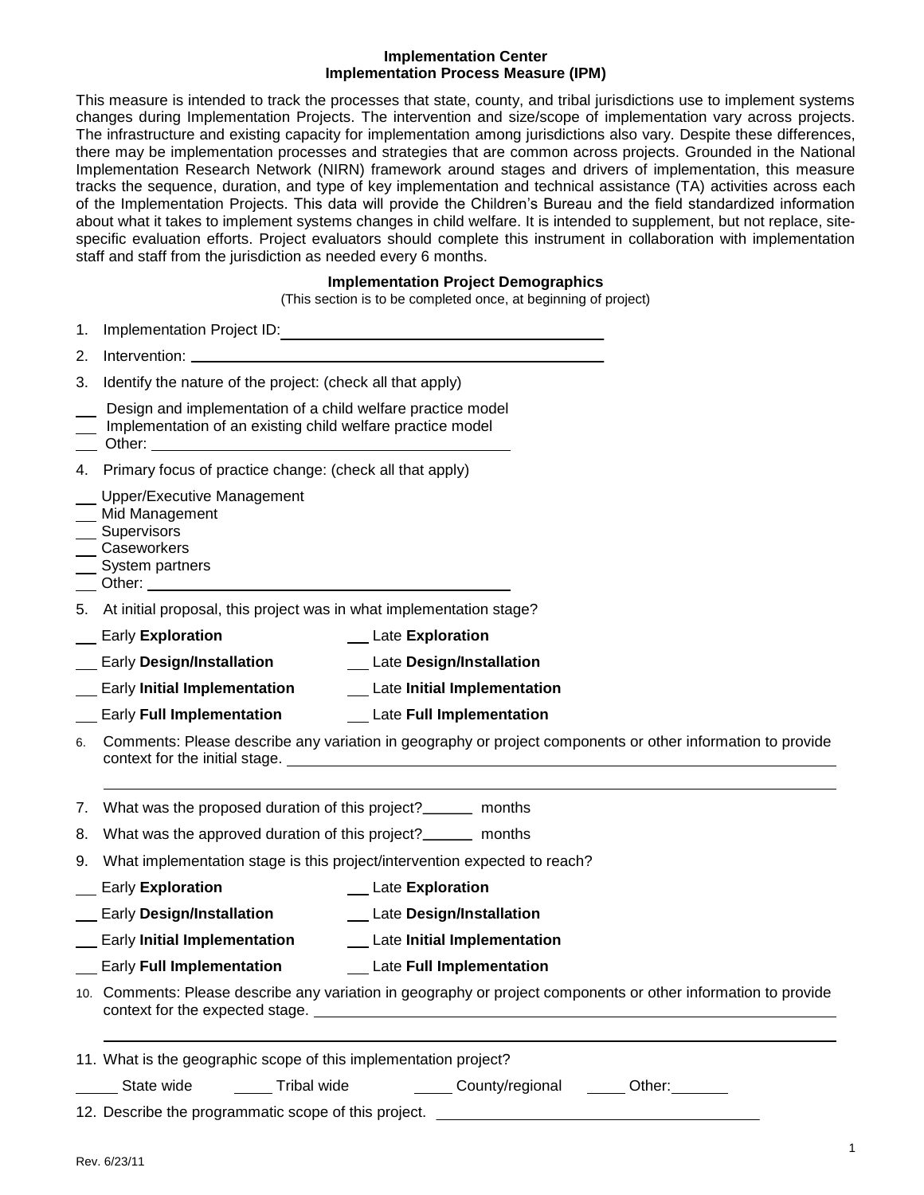# Implementation Center
## Implementation Process Measure (IPM)

This measure is intended to track the processes that state, county, and tribal jurisdictions use to implement systems changes during Implementation Projects. The intervention and size/scope of implementation vary across projects. The infrastructure and existing capacity for implementation among jurisdictions also vary. Despite these differences, there may be implementation processes and strategies that are common across projects. Grounded in the National Implementation Research Network (NIRN) framework around stages and drivers of implementation, this measure tracks the sequence, duration, and type of key implementation and technical assistance (TA) activities across each of the Implementation Projects. This data will provide the Children's Bureau and the field standardized information about what it takes to implement systems changes in child welfare. It is intended to supplement, but not replace, site-specific evaluation efforts. Project evaluators should complete this instrument in collaboration with implementation staff and staff from the jurisdiction as needed every 6 months.

### Implementation Project Demographics

(This section is to be completed once, at beginning of project)

1. Implementation Project ID: ____________________
2. Intervention: ____________________
3. Identify the nature of the project: (check all that apply)

___ Design and implementation of a child welfare practice model
___ Implementation of an existing child welfare practice model
___ Other: ____________________

4. Primary focus of practice change: (check all that apply)

___ Upper/Executive Management
___ Mid Management
___ Supervisors
___ Caseworkers
___ System partners
___ Other: ____________________

5. At initial proposal, this project was in what implementation stage?

| | |
|---|---|
| ___ Early **Exploration** | ___ Late **Exploration** |
| ___ Early **Design/Installation** | ___ Late **Design/Installation** |
| ___ Early **Initial Implementation** | ___ Late **Initial Implementation** |
| ___ Early **Full Implementation** | ___ Late **Full Implementation** |

6. Comments: Please describe any variation in geography or project components or other information to provide context for the initial stage. ____________________

7. What was the proposed duration of this project? ______ months
8. What was the approved duration of this project? ______ months
9. What implementation stage is this project/intervention expected to reach?

| | |
|---|---|
| ___ Early **Exploration** | ___ Late **Exploration** |
| ___ Early **Design/Installation** | ___ Late **Design/Installation** |
| ___ Early **Initial Implementation** | ___ Late **Initial Implementation** |
| ___ Early **Full Implementation** | ___ Late **Full Implementation** |

10. Comments: Please describe any variation in geography or project components or other information to provide context for the expected stage. ____________________

11. What is the geographic scope of this implementation project?

_____ State wide _____ Tribal wide _____ County/regional _____ Other: _______

12. Describe the programmatic scope of this project. ____________________

Rev. 6/23/11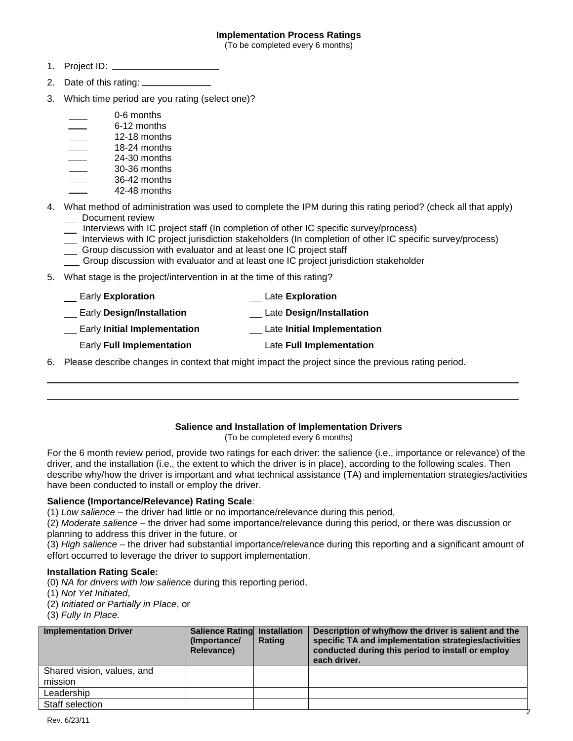## Implementation Process Ratings

(To be completed every 6 months)

1. Project ID: \_\_\_\_\_\_\_\_\_\_\_\_\_\_\_\_\_\_\_\_
2. Date of this rating: \_\_\_\_\_\_\_\_\_\_\_\_\_
3. Which time period are you rating (select one)?
   - \_\_\_\_ 0-6 months
   - \_\_\_\_ 6-12 months
   - \_\_\_\_ 12-18 months
   - \_\_\_\_ 18-24 months
   - \_\_\_\_ 24-30 months
   - \_\_\_\_ 30-36 months
   - \_\_\_\_ 36-42 months
   - \_\_\_\_ 42-48 months
4. What method of administration was used to complete the IPM during this rating period? (check all that apply)
   - \_\_ Document review
   - \_\_ Interviews with IC project staff (In completion of other IC specific survey/process)
   - \_\_ Interviews with IC project jurisdiction stakeholders (In completion of other IC specific survey/process)
   - \_\_ Group discussion with evaluator and at least one IC project staff
   - \_\_ Group discussion with evaluator and at least one IC project jurisdiction stakeholder
5. What stage is the project/intervention in at the time of this rating?
   - \_\_ Early **Exploration** — \_\_ Late **Exploration**
   - \_\_ Early **Design/Installation** — \_\_ Late **Design/Installation**
   - \_\_ Early **Initial Implementation** — \_\_ Late **Initial Implementation**
   - \_\_ Early **Full Implementation** — \_\_ Late **Full Implementation**
6. Please describe changes in context that might impact the project since the previous rating period.

\_\_\_\_\_\_\_\_\_\_\_\_\_\_\_\_\_\_\_\_\_\_\_\_\_\_\_\_\_\_\_\_\_\_\_\_\_\_\_\_\_\_\_\_\_\_\_\_\_\_\_\_\_\_\_\_\_\_\_\_\_\_\_\_\_\_\_\_\_\_\_\_\_\_\_\_

\_\_\_\_\_\_\_\_\_\_\_\_\_\_\_\_\_\_\_\_\_\_\_\_\_\_\_\_\_\_\_\_\_\_\_\_\_\_\_\_\_\_\_\_\_\_\_\_\_\_\_\_\_\_\_\_\_\_\_\_\_\_\_\_\_\_\_\_\_\_\_\_\_\_\_\_

## Salience and Installation of Implementation Drivers

(To be completed every 6 months)

For the 6 month review period, provide two ratings for each driver: the salience (i.e., importance or relevance) of the driver, and the installation (i.e., the extent to which the driver is in place), according to the following scales. Then describe why/how the driver is important and what technical assistance (TA) and implementation strategies/activities have been conducted to install or employ the driver.

**Salience (Importance/Relevance) Rating Scale**:

(1) *Low salience* – the driver had little or no importance/relevance during this period,

(2) *Moderate salience* – the driver had some importance/relevance during this period, or there was discussion or planning to address this driver in the future, or

(3) *High salience* – the driver had substantial importance/relevance during this reporting and a significant amount of effort occurred to leverage the driver to support implementation.

**Installation Rating Scale:**

(0) *NA for drivers with low salience* during this reporting period,

(1) *Not Yet Initiated*,

(2) *Initiated or Partially in Place*, or

(3) *Fully In Place.*

| Implementation Driver | Salience Rating (Importance/ Relevance) | Installation Rating | Description of why/how the driver is salient and the specific TA and implementation strategies/activities conducted during this period to install or employ each driver. |
|---|---|---|---|
| Shared vision, values, and mission | | | |
| Leadership | | | |
| Staff selection | | | |

Rev. 6/23/11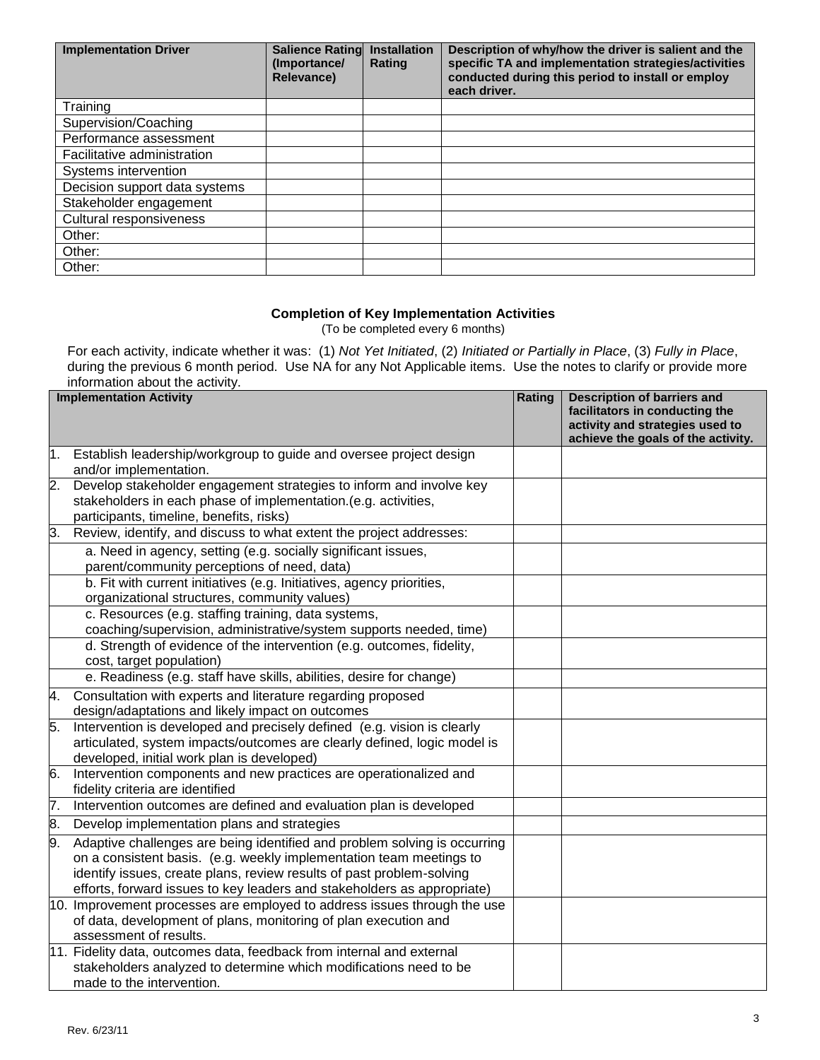| Implementation Driver | Salience Rating (Importance/ Relevance) | Installation Rating | Description of why/how the driver is salient and the specific TA and implementation strategies/activities conducted during this period to install or employ each driver. |
|---|---|---|---|
| Training | | | |
| Supervision/Coaching | | | |
| Performance assessment | | | |
| Facilitative administration | | | |
| Systems intervention | | | |
| Decision support data systems | | | |
| Stakeholder engagement | | | |
| Cultural responsiveness | | | |
| Other: | | | |
| Other: | | | |
| Other: | | | |

## Completion of Key Implementation Activities

(To be completed every 6 months)

For each activity, indicate whether it was: (1) *Not Yet Initiated*, (2) *Initiated or Partially in Place*, (3) *Fully in Place*, during the previous 6 month period. Use NA for any Not Applicable items. Use the notes to clarify or provide more information about the activity.

| Implementation Activity | Rating | Description of barriers and facilitators in conducting the activity and strategies used to achieve the goals of the activity. |
|---|---|---|
| 1. Establish leadership/workgroup to guide and oversee project design and/or implementation. | | |
| 2. Develop stakeholder engagement strategies to inform and involve key stakeholders in each phase of implementation.(e.g. activities, participants, timeline, benefits, risks) | | |
| 3. Review, identify, and discuss to what extent the project addresses: | | |
| a. Need in agency, setting (e.g. socially significant issues, parent/community perceptions of need, data) | | |
| b. Fit with current initiatives (e.g. Initiatives, agency priorities, organizational structures, community values) | | |
| c. Resources (e.g. staffing training, data systems, coaching/supervision, administrative/system supports needed, time) | | |
| d. Strength of evidence of the intervention (e.g. outcomes, fidelity, cost, target population) | | |
| e. Readiness (e.g. staff have skills, abilities, desire for change) | | |
| 4. Consultation with experts and literature regarding proposed design/adaptations and likely impact on outcomes | | |
| 5. Intervention is developed and precisely defined (e.g. vision is clearly articulated, system impacts/outcomes are clearly defined, logic model is developed, initial work plan is developed) | | |
| 6. Intervention components and new practices are operationalized and fidelity criteria are identified | | |
| 7. Intervention outcomes are defined and evaluation plan is developed | | |
| 8. Develop implementation plans and strategies | | |
| 9. Adaptive challenges are being identified and problem solving is occurring on a consistent basis. (e.g. weekly implementation team meetings to identify issues, create plans, review results of past problem-solving efforts, forward issues to key leaders and stakeholders as appropriate) | | |
| 10. Improvement processes are employed to address issues through the use of data, development of plans, monitoring of plan execution and assessment of results. | | |
| 11. Fidelity data, outcomes data, feedback from internal and external stakeholders analyzed to determine which modifications need to be made to the intervention. | | |

Rev. 6/23/11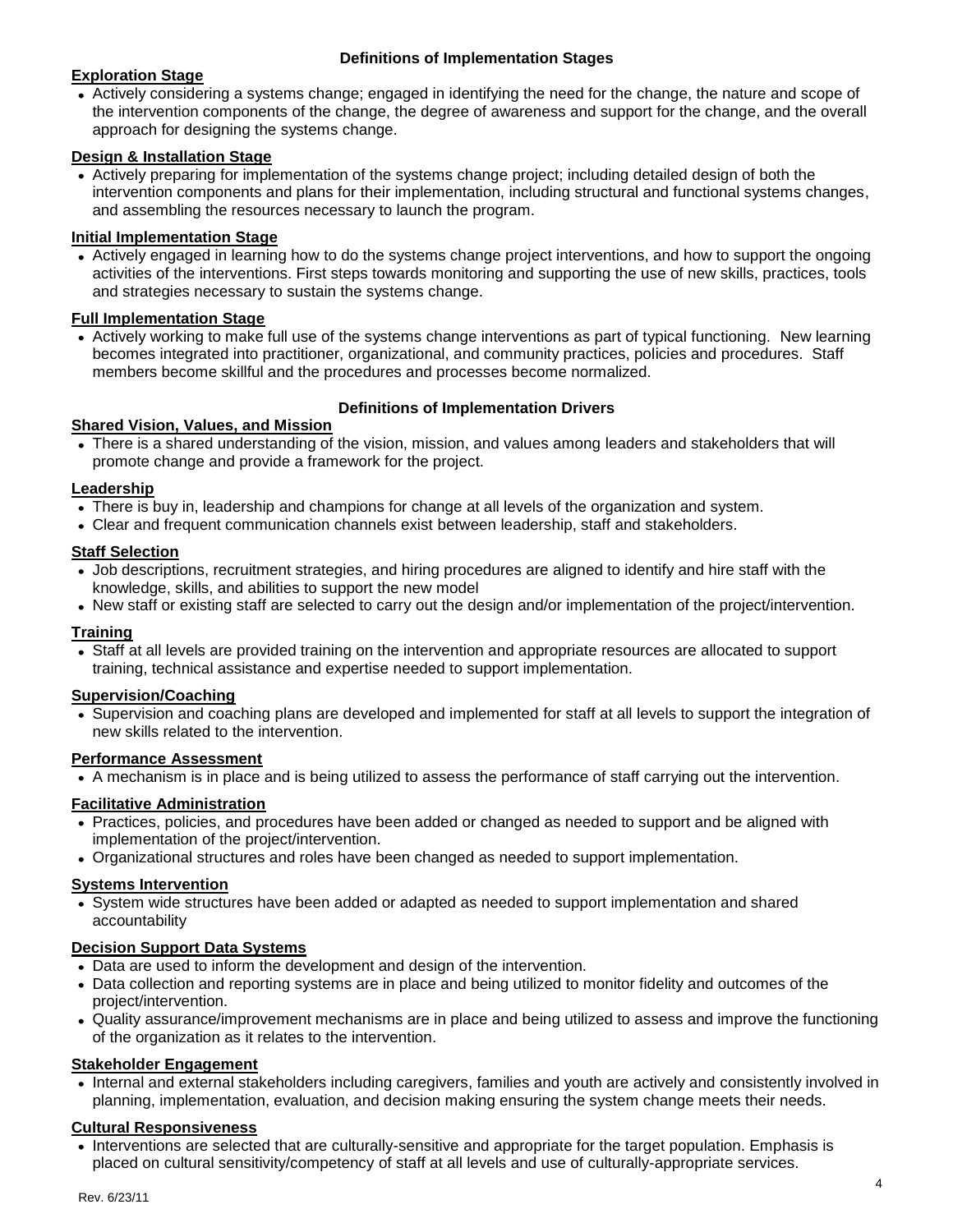## Definitions of Implementation Stages

**Exploration Stage**

- Actively considering a systems change; engaged in identifying the need for the change, the nature and scope of the intervention components of the change, the degree of awareness and support for the change, and the overall approach for designing the systems change.

**Design & Installation Stage**

- Actively preparing for implementation of the systems change project; including detailed design of both the intervention components and plans for their implementation, including structural and functional systems changes, and assembling the resources necessary to launch the program.

**Initial Implementation Stage**

- Actively engaged in learning how to do the systems change project interventions, and how to support the ongoing activities of the interventions. First steps towards monitoring and supporting the use of new skills, practices, tools and strategies necessary to sustain the systems change.

**Full Implementation Stage**

- Actively working to make full use of the systems change interventions as part of typical functioning. New learning becomes integrated into practitioner, organizational, and community practices, policies and procedures. Staff members become skillful and the procedures and processes become normalized.

## Definitions of Implementation Drivers

**Shared Vision, Values, and Mission**

- There is a shared understanding of the vision, mission, and values among leaders and stakeholders that will promote change and provide a framework for the project.

**Leadership**

- There is buy in, leadership and champions for change at all levels of the organization and system.
- Clear and frequent communication channels exist between leadership, staff and stakeholders.

**Staff Selection**

- Job descriptions, recruitment strategies, and hiring procedures are aligned to identify and hire staff with the knowledge, skills, and abilities to support the new model
- New staff or existing staff are selected to carry out the design and/or implementation of the project/intervention.

**Training**

- Staff at all levels are provided training on the intervention and appropriate resources are allocated to support training, technical assistance and expertise needed to support implementation.

**Supervision/Coaching**

- Supervision and coaching plans are developed and implemented for staff at all levels to support the integration of new skills related to the intervention.

**Performance Assessment**

- A mechanism is in place and is being utilized to assess the performance of staff carrying out the intervention.

**Facilitative Administration**

- Practices, policies, and procedures have been added or changed as needed to support and be aligned with implementation of the project/intervention.
- Organizational structures and roles have been changed as needed to support implementation.

**Systems Intervention**

- System wide structures have been added or adapted as needed to support implementation and shared accountability

**Decision Support Data Systems**

- Data are used to inform the development and design of the intervention.
- Data collection and reporting systems are in place and being utilized to monitor fidelity and outcomes of the project/intervention.
- Quality assurance/improvement mechanisms are in place and being utilized to assess and improve the functioning of the organization as it relates to the intervention.

**Stakeholder Engagement**

- Internal and external stakeholders including caregivers, families and youth are actively and consistently involved in planning, implementation, evaluation, and decision making ensuring the system change meets their needs.

**Cultural Responsiveness**

- Interventions are selected that are culturally-sensitive and appropriate for the target population. Emphasis is placed on cultural sensitivity/competency of staff at all levels and use of culturally-appropriate services.

Rev. 6/23/11